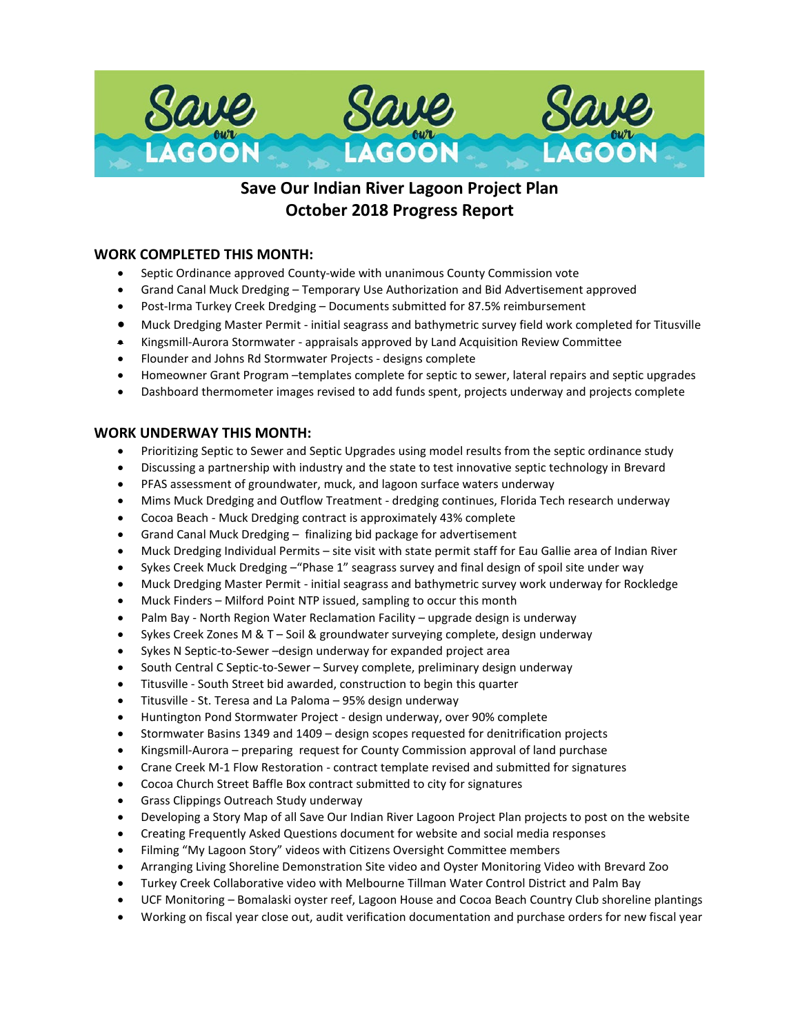# Save Our Indian River Lagoon Project Plan
# October 2018 Progress Report

## WORK COMPLETED THIS MONTH:

- Septic Ordinance approved County-wide with unanimous County Commission vote
- Grand Canal Muck Dredging – Temporary Use Authorization and Bid Advertisement approved
- Post-Irma Turkey Creek Dredging – Documents submitted for 87.5% reimbursement
- Muck Dredging Master Permit - initial seagrass and bathymetric survey field work completed for Titusville
- Kingsmill-Aurora Stormwater - appraisals approved by Land Acquisition Review Committee
- Flounder and Johns Rd Stormwater Projects - designs complete
- Homeowner Grant Program –templates complete for septic to sewer, lateral repairs and septic upgrades
- Dashboard thermometer images revised to add funds spent, projects underway and projects complete

## WORK UNDERWAY THIS MONTH:

- Prioritizing Septic to Sewer and Septic Upgrades using model results from the septic ordinance study
- Discussing a partnership with industry and the state to test innovative septic technology in Brevard
- PFAS assessment of groundwater, muck, and lagoon surface waters underway
- Mims Muck Dredging and Outflow Treatment - dredging continues, Florida Tech research underway
- Cocoa Beach - Muck Dredging contract is approximately 43% complete
- Grand Canal Muck Dredging – finalizing bid package for advertisement
- Muck Dredging Individual Permits – site visit with state permit staff for Eau Gallie area of Indian River
- Sykes Creek Muck Dredging –"Phase 1" seagrass survey and final design of spoil site under way
- Muck Dredging Master Permit - initial seagrass and bathymetric survey work underway for Rockledge
- Muck Finders – Milford Point NTP issued, sampling to occur this month
- Palm Bay - North Region Water Reclamation Facility – upgrade design is underway
- Sykes Creek Zones M & T – Soil & groundwater surveying complete, design underway
- Sykes N Septic-to-Sewer –design underway for expanded project area
- South Central C Septic-to-Sewer – Survey complete, preliminary design underway
- Titusville - South Street bid awarded, construction to begin this quarter
- Titusville - St. Teresa and La Paloma – 95% design underway
- Huntington Pond Stormwater Project - design underway, over 90% complete
- Stormwater Basins 1349 and 1409 – design scopes requested for denitrification projects
- Kingsmill-Aurora – preparing request for County Commission approval of land purchase
- Crane Creek M-1 Flow Restoration - contract template revised and submitted for signatures
- Cocoa Church Street Baffle Box contract submitted to city for signatures
- Grass Clippings Outreach Study underway
- Developing a Story Map of all Save Our Indian River Lagoon Project Plan projects to post on the website
- Creating Frequently Asked Questions document for website and social media responses
- Filming "My Lagoon Story" videos with Citizens Oversight Committee members
- Arranging Living Shoreline Demonstration Site video and Oyster Monitoring Video with Brevard Zoo
- Turkey Creek Collaborative video with Melbourne Tillman Water Control District and Palm Bay
- UCF Monitoring – Bomalaski oyster reef, Lagoon House and Cocoa Beach Country Club shoreline plantings
- Working on fiscal year close out, audit verification documentation and purchase orders for new fiscal year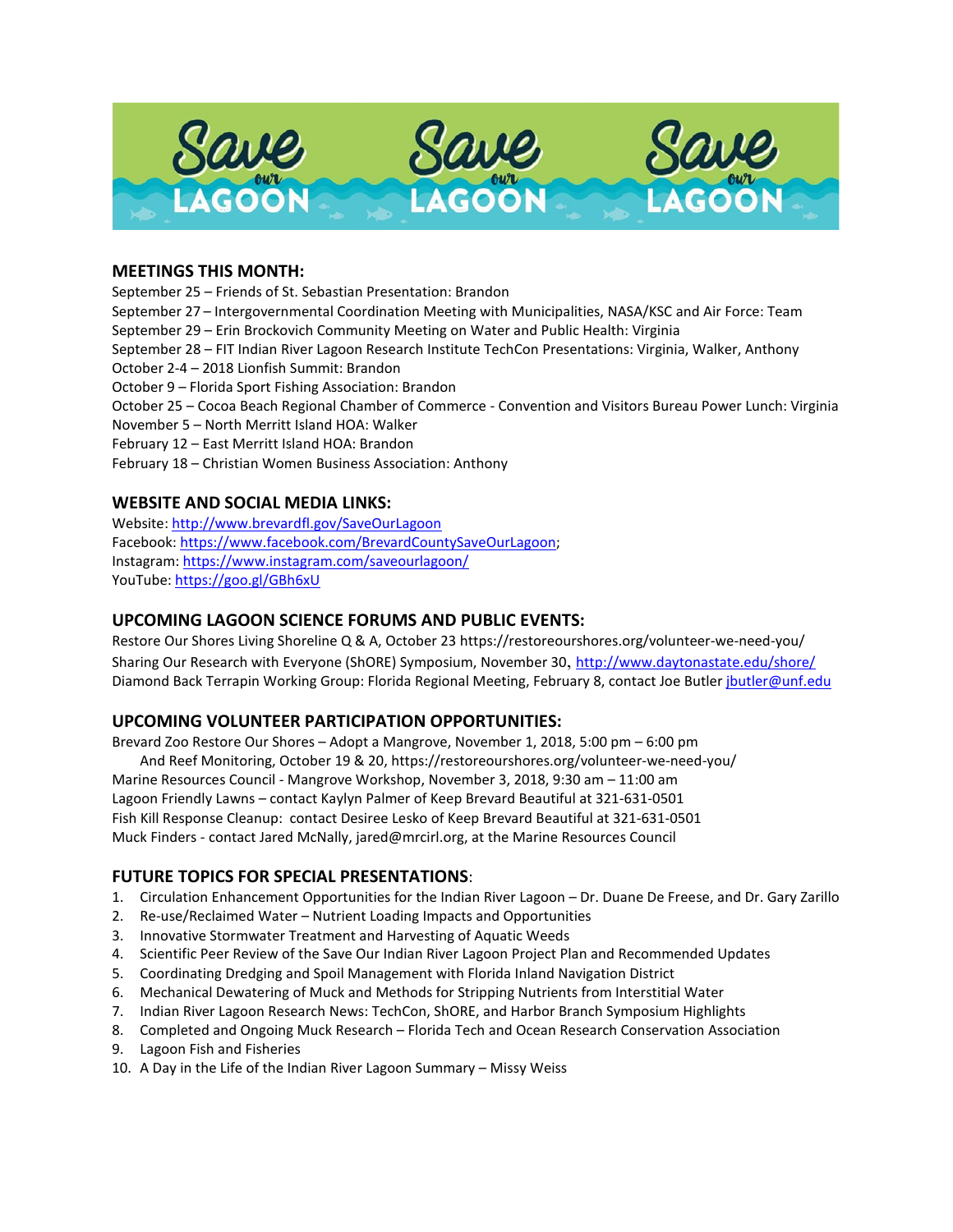## MEETINGS THIS MONTH:

September 25 – Friends of St. Sebastian Presentation: Brandon
September 27 – Intergovernmental Coordination Meeting with Municipalities, NASA/KSC and Air Force: Team
September 29 – Erin Brockovich Community Meeting on Water and Public Health: Virginia
September 28 – FIT Indian River Lagoon Research Institute TechCon Presentations: Virginia, Walker, Anthony
October 2-4 – 2018 Lionfish Summit: Brandon
October 9 – Florida Sport Fishing Association: Brandon
October 25 – Cocoa Beach Regional Chamber of Commerce - Convention and Visitors Bureau Power Lunch: Virginia
November 5 – North Merritt Island HOA: Walker
February 12 – East Merritt Island HOA: Brandon
February 18 – Christian Women Business Association: Anthony

## WEBSITE AND SOCIAL MEDIA LINKS:

Website: http://www.brevardfl.gov/SaveOurLagoon
Facebook: https://www.facebook.com/BrevardCountySaveOurLagoon;
Instagram: https://www.instagram.com/saveourlagoon/
YouTube: https://goo.gl/GBh6xU

## UPCOMING LAGOON SCIENCE FORUMS AND PUBLIC EVENTS:

Restore Our Shores Living Shoreline Q & A, October 23 https://restoreourshores.org/volunteer-we-need-you/
Sharing Our Research with Everyone (ShORE) Symposium, November 30, http://www.daytonastate.edu/shore/
Diamond Back Terrapin Working Group: Florida Regional Meeting, February 8, contact Joe Butler jbutler@unf.edu

## UPCOMING VOLUNTEER PARTICIPATION OPPORTUNITIES:

Brevard Zoo Restore Our Shores – Adopt a Mangrove, November 1, 2018, 5:00 pm – 6:00 pm
And Reef Monitoring, October 19 & 20, https://restoreourshores.org/volunteer-we-need-you/
Marine Resources Council - Mangrove Workshop, November 3, 2018, 9:30 am – 11:00 am
Lagoon Friendly Lawns – contact Kaylyn Palmer of Keep Brevard Beautiful at 321-631-0501
Fish Kill Response Cleanup: contact Desiree Lesko of Keep Brevard Beautiful at 321-631-0501
Muck Finders - contact Jared McNally, jared@mrcirl.org, at the Marine Resources Council

## FUTURE TOPICS FOR SPECIAL PRESENTATIONS:

1. Circulation Enhancement Opportunities for the Indian River Lagoon – Dr. Duane De Freese, and Dr. Gary Zarillo
2. Re-use/Reclaimed Water – Nutrient Loading Impacts and Opportunities
3. Innovative Stormwater Treatment and Harvesting of Aquatic Weeds
4. Scientific Peer Review of the Save Our Indian River Lagoon Project Plan and Recommended Updates
5. Coordinating Dredging and Spoil Management with Florida Inland Navigation District
6. Mechanical Dewatering of Muck and Methods for Stripping Nutrients from Interstitial Water
7. Indian River Lagoon Research News: TechCon, ShORE, and Harbor Branch Symposium Highlights
8. Completed and Ongoing Muck Research – Florida Tech and Ocean Research Conservation Association
9. Lagoon Fish and Fisheries
10. A Day in the Life of the Indian River Lagoon Summary – Missy Weiss